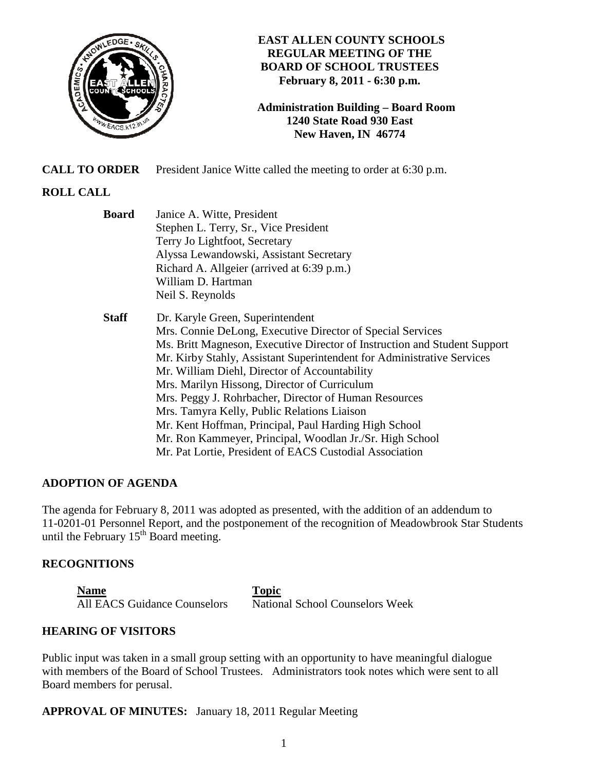# EAST ALLEN COUNTY SCHOOLS
## REGULAR MEETING OF THE BOARD OF SCHOOL TRUSTEES
**February 8, 2011 - 6:30 p.m.**

**Administration Building – Board Room**
**1240 State Road 930 East**
**New Haven, IN 46774**

**CALL TO ORDER** President Janice Witte called the meeting to order at 6:30 p.m.

## ROLL CALL

**Board**

Janice A. Witte, President
Stephen L. Terry, Sr., Vice President
Terry Jo Lightfoot, Secretary
Alyssa Lewandowski, Assistant Secretary
Richard A. Allgeier (arrived at 6:39 p.m.)
William D. Hartman
Neil S. Reynolds

**Staff**

Dr. Karyle Green, Superintendent
Mrs. Connie DeLong, Executive Director of Special Services
Ms. Britt Magneson, Executive Director of Instruction and Student Support
Mr. Kirby Stahly, Assistant Superintendent for Administrative Services
Mr. William Diehl, Director of Accountability
Mrs. Marilyn Hissong, Director of Curriculum
Mrs. Peggy J. Rohrbacher, Director of Human Resources
Mrs. Tamyra Kelly, Public Relations Liaison
Mr. Kent Hoffman, Principal, Paul Harding High School
Mr. Ron Kammeyer, Principal, Woodlan Jr./Sr. High School
Mr. Pat Lortie, President of EACS Custodial Association

## ADOPTION OF AGENDA

The agenda for February 8, 2011 was adopted as presented, with the addition of an addendum to 11-0201-01 Personnel Report, and the postponement of the recognition of Meadowbrook Star Students until the February 15th Board meeting.

## RECOGNITIONS

| Name | Topic |
|---|---|
| All EACS Guidance Counselors | National School Counselors Week |

## HEARING OF VISITORS

Public input was taken in a small group setting with an opportunity to have meaningful dialogue with members of the Board of School Trustees. Administrators took notes which were sent to all Board members for perusal.

**APPROVAL OF MINUTES:** January 18, 2011 Regular Meeting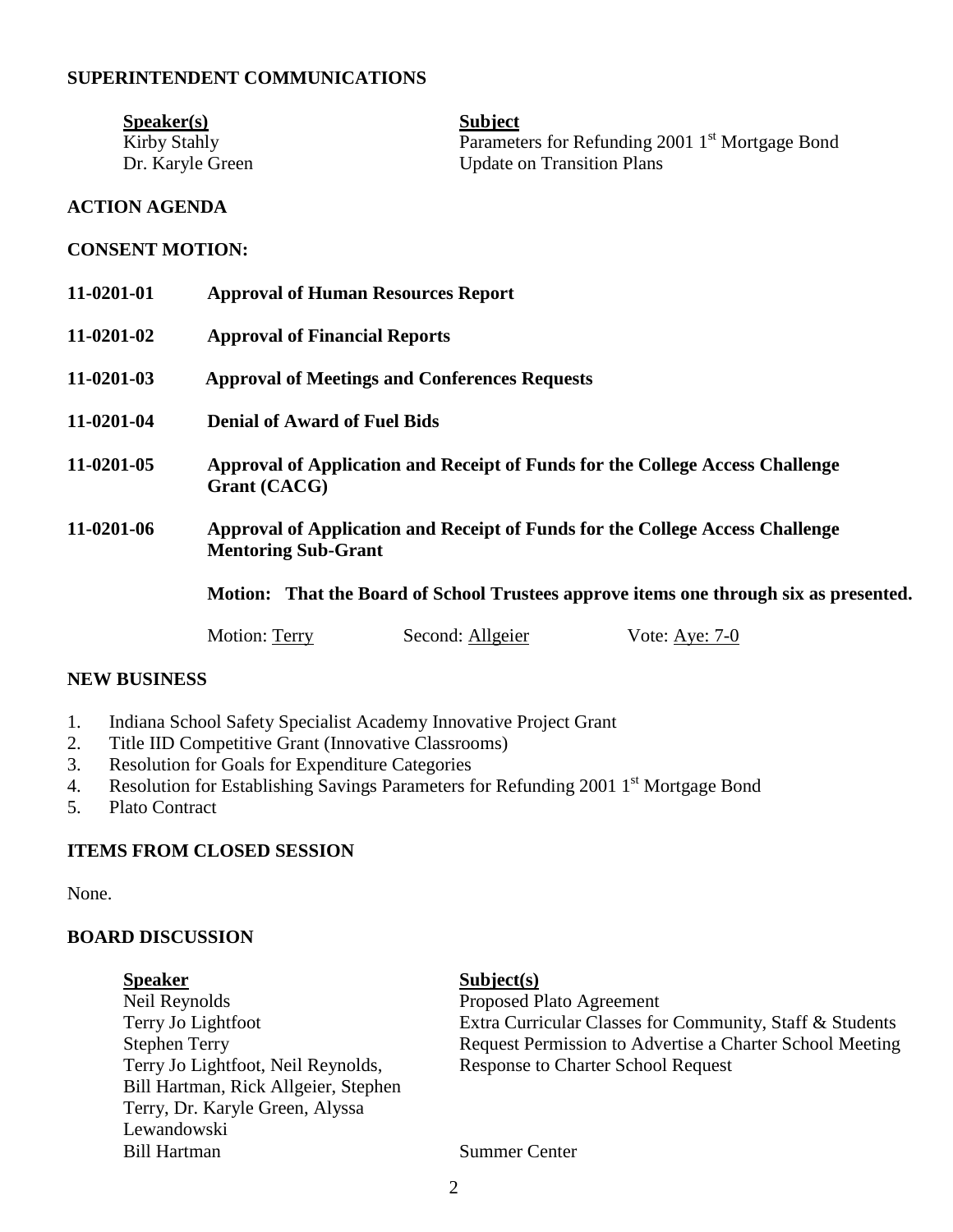## SUPERINTENDENT COMMUNICATIONS

| Speaker(s) | Subject |
|---|---|
| Kirby Stahly | Parameters for Refunding 2001 1st Mortgage Bond |
| Dr. Karyle Green | Update on Transition Plans |

## ACTION AGENDA

### CONSENT MOTION:

**11-0201-01** **Approval of Human Resources Report**

**11-0201-02** **Approval of Financial Reports**

**11-0201-03** **Approval of Meetings and Conferences Requests**

**11-0201-04** **Denial of Award of Fuel Bids**

**11-0201-05** **Approval of Application and Receipt of Funds for the College Access Challenge Grant (CACG)**

**11-0201-06** **Approval of Application and Receipt of Funds for the College Access Challenge Mentoring Sub-Grant**

**Motion: That the Board of School Trustees approve items one through six as presented.**

Motion: Terry Second: Allgeier Vote: Aye: 7-0

## NEW BUSINESS

1. Indiana School Safety Specialist Academy Innovative Project Grant
2. Title IID Competitive Grant (Innovative Classrooms)
3. Resolution for Goals for Expenditure Categories
4. Resolution for Establishing Savings Parameters for Refunding 2001 1st Mortgage Bond
5. Plato Contract

## ITEMS FROM CLOSED SESSION

None.

## BOARD DISCUSSION

| Speaker | Subject(s) |
|---|---|
| Neil Reynolds | Proposed Plato Agreement |
| Terry Jo Lightfoot | Extra Curricular Classes for Community, Staff & Students |
| Stephen Terry | Request Permission to Advertise a Charter School Meeting |
| Terry Jo Lightfoot, Neil Reynolds, Bill Hartman, Rick Allgeier, Stephen Terry, Dr. Karyle Green, Alyssa Lewandowski | Response to Charter School Request |
| Bill Hartman | Summer Center |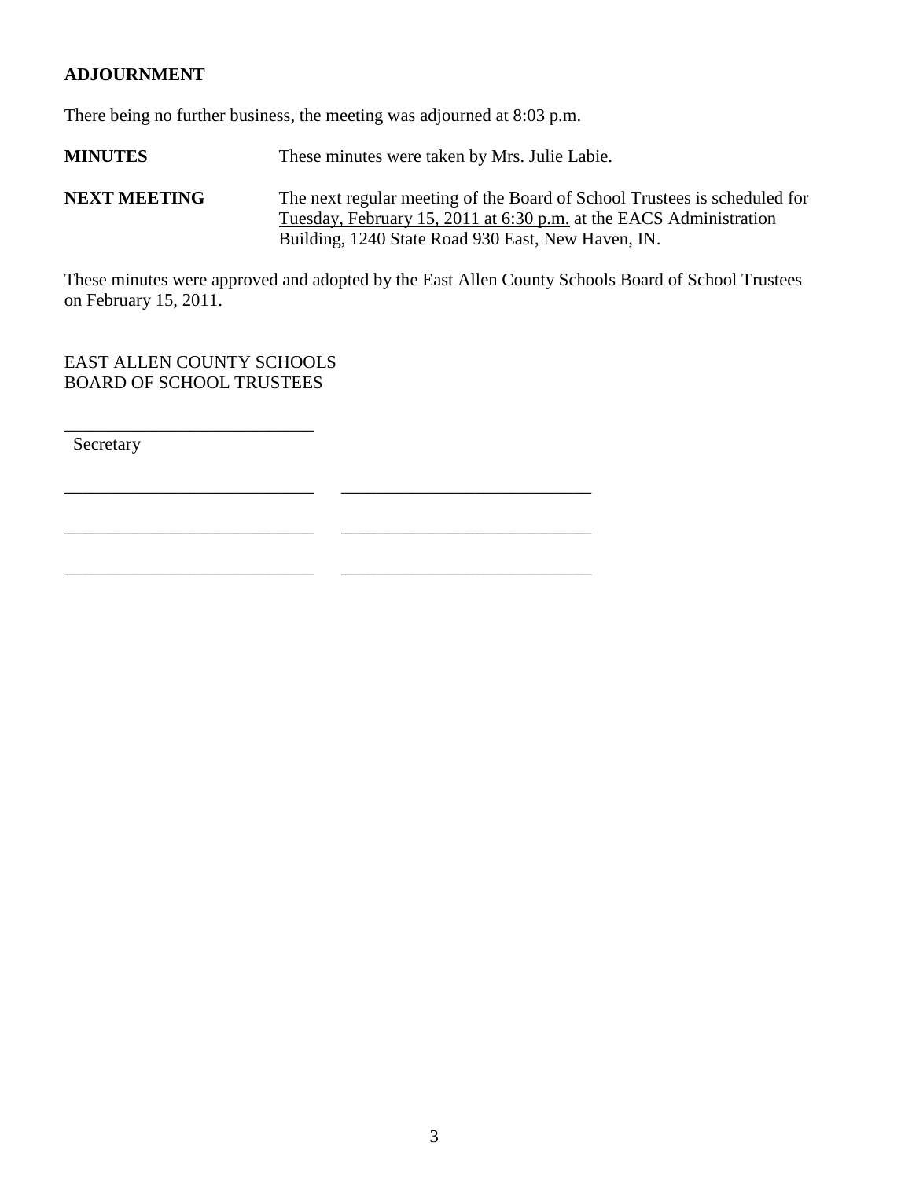**ADJOURNMENT**

There being no further business, the meeting was adjourned at 8:03 p.m.

**MINUTES** These minutes were taken by Mrs. Julie Labie.

**NEXT MEETING** The next regular meeting of the Board of School Trustees is scheduled for Tuesday, February 15, 2011 at 6:30 p.m. at the EACS Administration Building, 1240 State Road 930 East, New Haven, IN.

These minutes were approved and adopted by the East Allen County Schools Board of School Trustees on February 15, 2011.

EAST ALLEN COUNTY SCHOOLS
BOARD OF SCHOOL TRUSTEES

____________________________
Secretary

____________________________ ____________________________

____________________________ ____________________________

____________________________ ____________________________